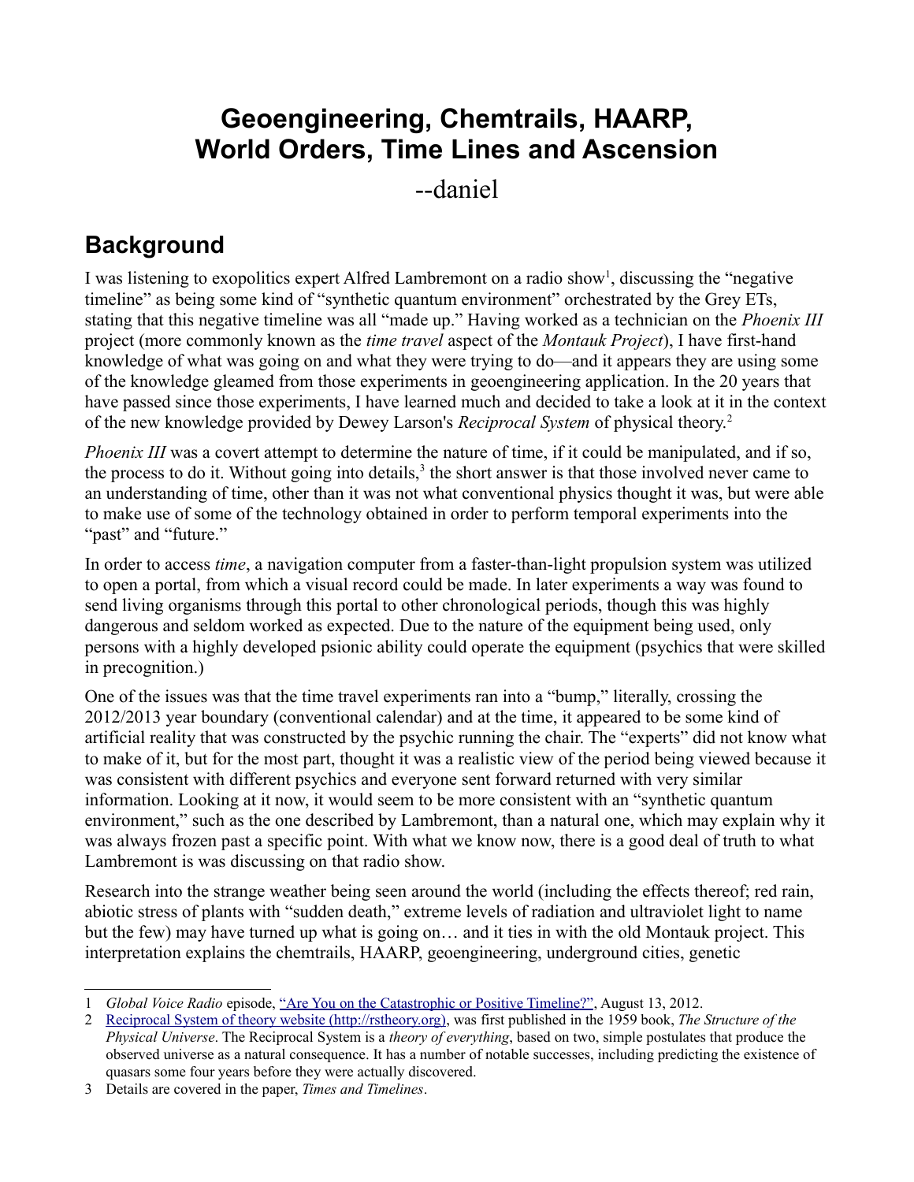# Geoengineering, Chemtrails, HAARP, World Orders, Time Lines and Ascension

--daniel

## Background

I was listening to exopolitics expert Alfred Lambremont on a radio show[1], discussing the "negative timeline" as being some kind of "synthetic quantum environment" orchestrated by the Grey ETs, stating that this negative timeline was all "made up." Having worked as a technician on the *Phoenix III* project (more commonly known as the *time travel* aspect of the *Montauk Project*), I have first-hand knowledge of what was going on and what they were trying to do—and it appears they are using some of the knowledge gleamed from those experiments in geoengineering application. In the 20 years that have passed since those experiments, I have learned much and decided to take a look at it in the context of the new knowledge provided by Dewey Larson's *Reciprocal System* of physical theory.[2]

*Phoenix III* was a covert attempt to determine the nature of time, if it could be manipulated, and if so, the process to do it. Without going into details,[3] the short answer is that those involved never came to an understanding of time, other than it was not what conventional physics thought it was, but were able to make use of some of the technology obtained in order to perform temporal experiments into the "past" and "future."

In order to access *time*, a navigation computer from a faster-than-light propulsion system was utilized to open a portal, from which a visual record could be made. In later experiments a way was found to send living organisms through this portal to other chronological periods, though this was highly dangerous and seldom worked as expected. Due to the nature of the equipment being used, only persons with a highly developed psionic ability could operate the equipment (psychics that were skilled in precognition.)

One of the issues was that the time travel experiments ran into a "bump," literally, crossing the 2012/2013 year boundary (conventional calendar) and at the time, it appeared to be some kind of artificial reality that was constructed by the psychic running the chair. The "experts" did not know what to make of it, but for the most part, thought it was a realistic view of the period being viewed because it was consistent with different psychics and everyone sent forward returned with very similar information. Looking at it now, it would seem to be more consistent with an "synthetic quantum environment," such as the one described by Lambremont, than a natural one, which may explain why it was always frozen past a specific point. With what we know now, there is a good deal of truth to what Lambremont is was discussing on that radio show.

Research into the strange weather being seen around the world (including the effects thereof; red rain, abiotic stress of plants with "sudden death," extreme levels of radiation and ultraviolet light to name but the few) may have turned up what is going on… and it ties in with the old Montauk project. This interpretation explains the chemtrails, HAARP, geoengineering, underground cities, genetic

---

1. *Global Voice Radio* episode, "Are You on the Catastrophic or Positive Timeline?", August 13, 2012.
2. Reciprocal System of theory website (http://rstheory.org), was first published in the 1959 book, *The Structure of the Physical Universe*. The Reciprocal System is a *theory of everything*, based on two, simple postulates that produce the observed universe as a natural consequence. It has a number of notable successes, including predicting the existence of quasars some four years before they were actually discovered.
3. Details are covered in the paper, *Times and Timelines*.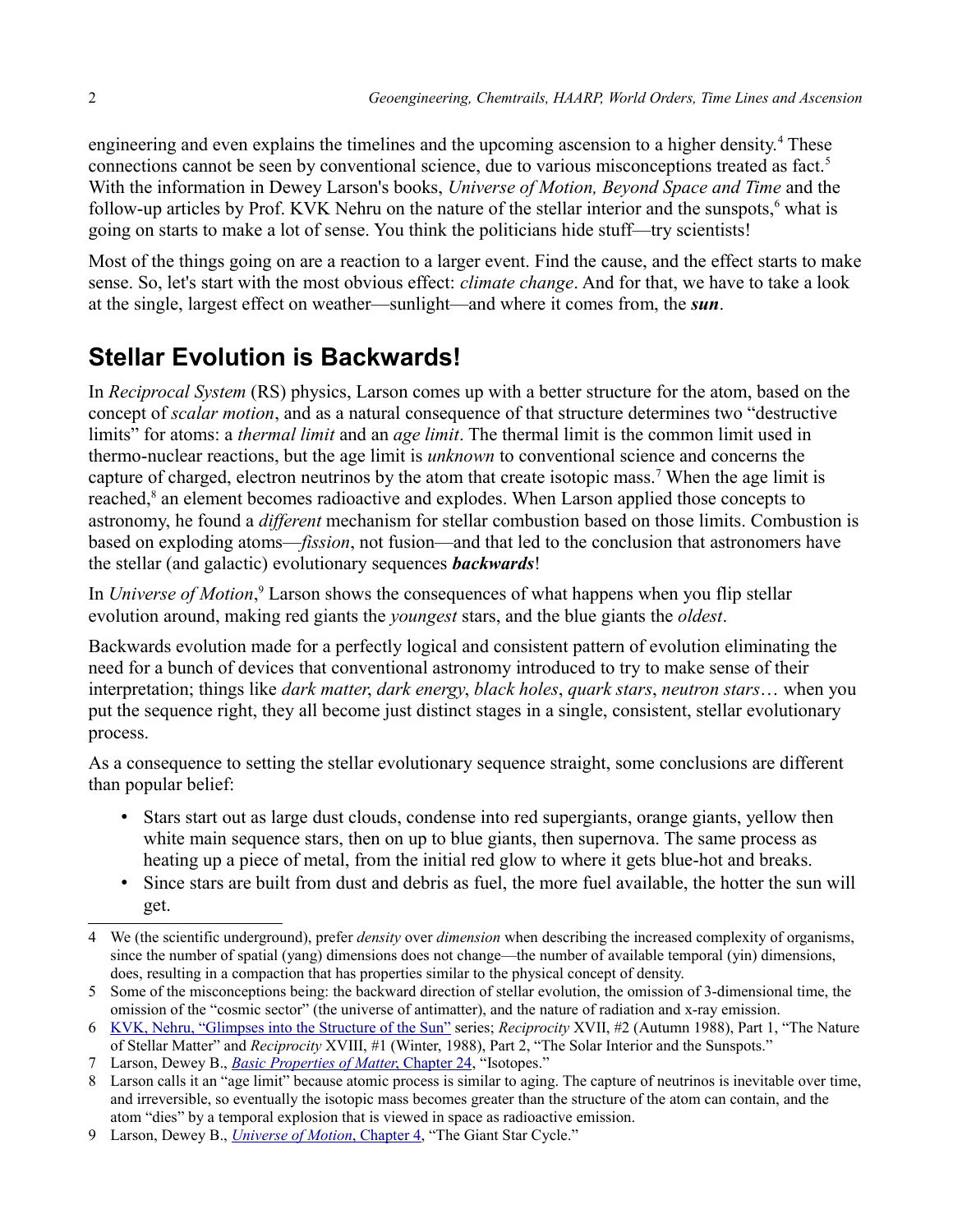engineering and even explains the timelines and the upcoming ascension to a higher density.[4] These connections cannot be seen by conventional science, due to various misconceptions treated as fact.[5] With the information in Dewey Larson's books, *Universe of Motion, Beyond Space and Time* and the follow-up articles by Prof. KVK Nehru on the nature of the stellar interior and the sunspots,[6] what is going on starts to make a lot of sense. You think the politicians hide stuff—try scientists!

Most of the things going on are a reaction to a larger event. Find the cause, and the effect starts to make sense. So, let's start with the most obvious effect: *climate change*. And for that, we have to take a look at the single, largest effect on weather—sunlight—and where it comes from, the ***sun***.

## Stellar Evolution is Backwards!

In *Reciprocal System* (RS) physics, Larson comes up with a better structure for the atom, based on the concept of *scalar motion*, and as a natural consequence of that structure determines two "destructive limits" for atoms: a *thermal limit* and an *age limit*. The thermal limit is the common limit used in thermo-nuclear reactions, but the age limit is *unknown* to conventional science and concerns the capture of charged, electron neutrinos by the atom that create isotopic mass.[7] When the age limit is reached,[8] an element becomes radioactive and explodes. When Larson applied those concepts to astronomy, he found a *different* mechanism for stellar combustion based on those limits. Combustion is based on exploding atoms—*fission*, not fusion—and that led to the conclusion that astronomers have the stellar (and galactic) evolutionary sequences ***backwards***!

In *Universe of Motion*,[9] Larson shows the consequences of what happens when you flip stellar evolution around, making red giants the *youngest* stars, and the blue giants the *oldest*.

Backwards evolution made for a perfectly logical and consistent pattern of evolution eliminating the need for a bunch of devices that conventional astronomy introduced to try to make sense of their interpretation; things like *dark matter*, *dark energy*, *black holes*, *quark stars*, *neutron stars*… when you put the sequence right, they all become just distinct stages in a single, consistent, stellar evolutionary process.

As a consequence to setting the stellar evolutionary sequence straight, some conclusions are different than popular belief:

- Stars start out as large dust clouds, condense into red supergiants, orange giants, yellow then white main sequence stars, then on up to blue giants, then supernova. The same process as heating up a piece of metal, from the initial red glow to where it gets blue-hot and breaks.
- Since stars are built from dust and debris as fuel, the more fuel available, the hotter the sun will get.

---

4 We (the scientific underground), prefer *density* over *dimension* when describing the increased complexity of organisms, since the number of spatial (yang) dimensions does not change—the number of available temporal (yin) dimensions, does, resulting in a compaction that has properties similar to the physical concept of density.

5 Some of the misconceptions being: the backward direction of stellar evolution, the omission of 3-dimensional time, the omission of the "cosmic sector" (the universe of antimatter), and the nature of radiation and x-ray emission.

6 KVK, Nehru, "Glimpses into the Structure of the Sun" series; *Reciprocity* XVII, #2 (Autumn 1988), Part 1, "The Nature of Stellar Matter" and *Reciprocity* XVIII, #1 (Winter, 1988), Part 2, "The Solar Interior and the Sunspots."

7 Larson, Dewey B., *Basic Properties of Matter*, Chapter 24, "Isotopes."

8 Larson calls it an "age limit" because atomic process is similar to aging. The capture of neutrinos is inevitable over time, and irreversible, so eventually the isotopic mass becomes greater than the structure of the atom can contain, and the atom "dies" by a temporal explosion that is viewed in space as radioactive emission.

9 Larson, Dewey B., *Universe of Motion*, Chapter 4, "The Giant Star Cycle."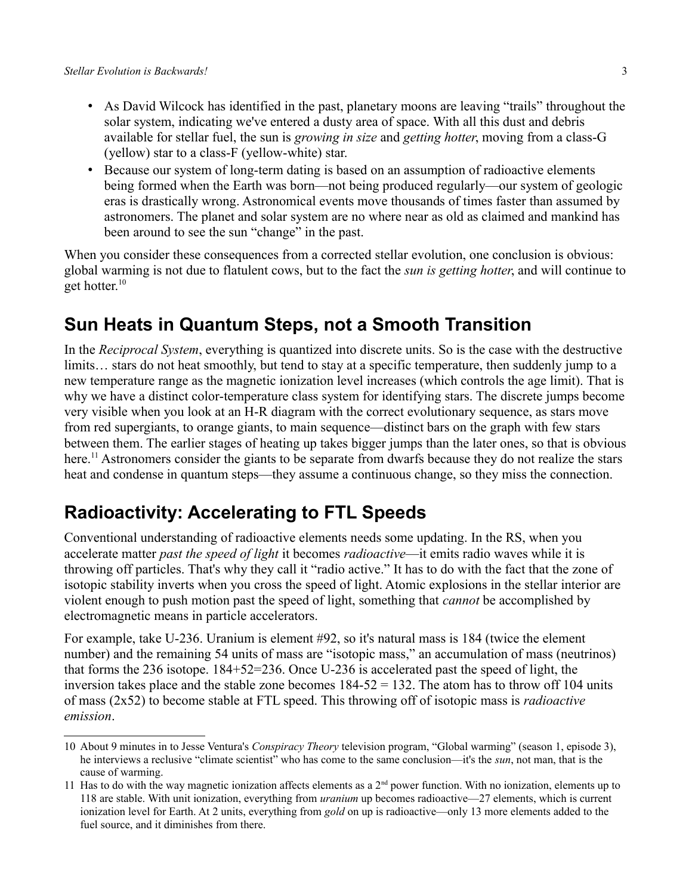- As David Wilcock has identified in the past, planetary moons are leaving “trails” throughout the solar system, indicating we've entered a dusty area of space. With all this dust and debris available for stellar fuel, the sun is *growing in size* and *getting hotter*, moving from a class-G (yellow) star to a class-F (yellow-white) star.
- Because our system of long-term dating is based on an assumption of radioactive elements being formed when the Earth was born—not being produced regularly—our system of geologic eras is drastically wrong. Astronomical events move thousands of times faster than assumed by astronomers. The planet and solar system are no where near as old as claimed and mankind has been around to see the sun “change” in the past.

When you consider these consequences from a corrected stellar evolution, one conclusion is obvious: global warming is not due to flatulent cows, but to the fact the *sun is getting hotter*, and will continue to get hotter.[10]

## Sun Heats in Quantum Steps, not a Smooth Transition

In the *Reciprocal System*, everything is quantized into discrete units. So is the case with the destructive limits… stars do not heat smoothly, but tend to stay at a specific temperature, then suddenly jump to a new temperature range as the magnetic ionization level increases (which controls the age limit). That is why we have a distinct color-temperature class system for identifying stars. The discrete jumps become very visible when you look at an H-R diagram with the correct evolutionary sequence, as stars move from red supergiants, to orange giants, to main sequence—distinct bars on the graph with few stars between them. The earlier stages of heating up takes bigger jumps than the later ones, so that is obvious here.[11] Astronomers consider the giants to be separate from dwarfs because they do not realize the stars heat and condense in quantum steps—they assume a continuous change, so they miss the connection.

## Radioactivity: Accelerating to FTL Speeds

Conventional understanding of radioactive elements needs some updating. In the RS, when you accelerate matter *past the speed of light* it becomes *radioactive*—it emits radio waves while it is throwing off particles. That's why they call it “radio active.” It has to do with the fact that the zone of isotopic stability inverts when you cross the speed of light. Atomic explosions in the stellar interior are violent enough to push motion past the speed of light, something that *cannot* be accomplished by electromagnetic means in particle accelerators.

For example, take U-236. Uranium is element #92, so it's natural mass is 184 (twice the element number) and the remaining 54 units of mass are “isotopic mass,” an accumulation of mass (neutrinos) that forms the 236 isotope. 184+52=236. Once U-236 is accelerated past the speed of light, the inversion takes place and the stable zone becomes 184-52 = 132. The atom has to throw off 104 units of mass (2x52) to become stable at FTL speed. This throwing off of isotopic mass is *radioactive emission*.

---

10 About 9 minutes in to Jesse Ventura's *Conspiracy Theory* television program, “Global warming” (season 1, episode 3), he interviews a reclusive “climate scientist” who has come to the same conclusion—it's the *sun*, not man, that is the cause of warming.

11 Has to do with the way magnetic ionization affects elements as a 2nd power function. With no ionization, elements up to 118 are stable. With unit ionization, everything from *uranium* up becomes radioactive—27 elements, which is current ionization level for Earth. At 2 units, everything from *gold* on up is radioactive—only 13 more elements added to the fuel source, and it diminishes from there.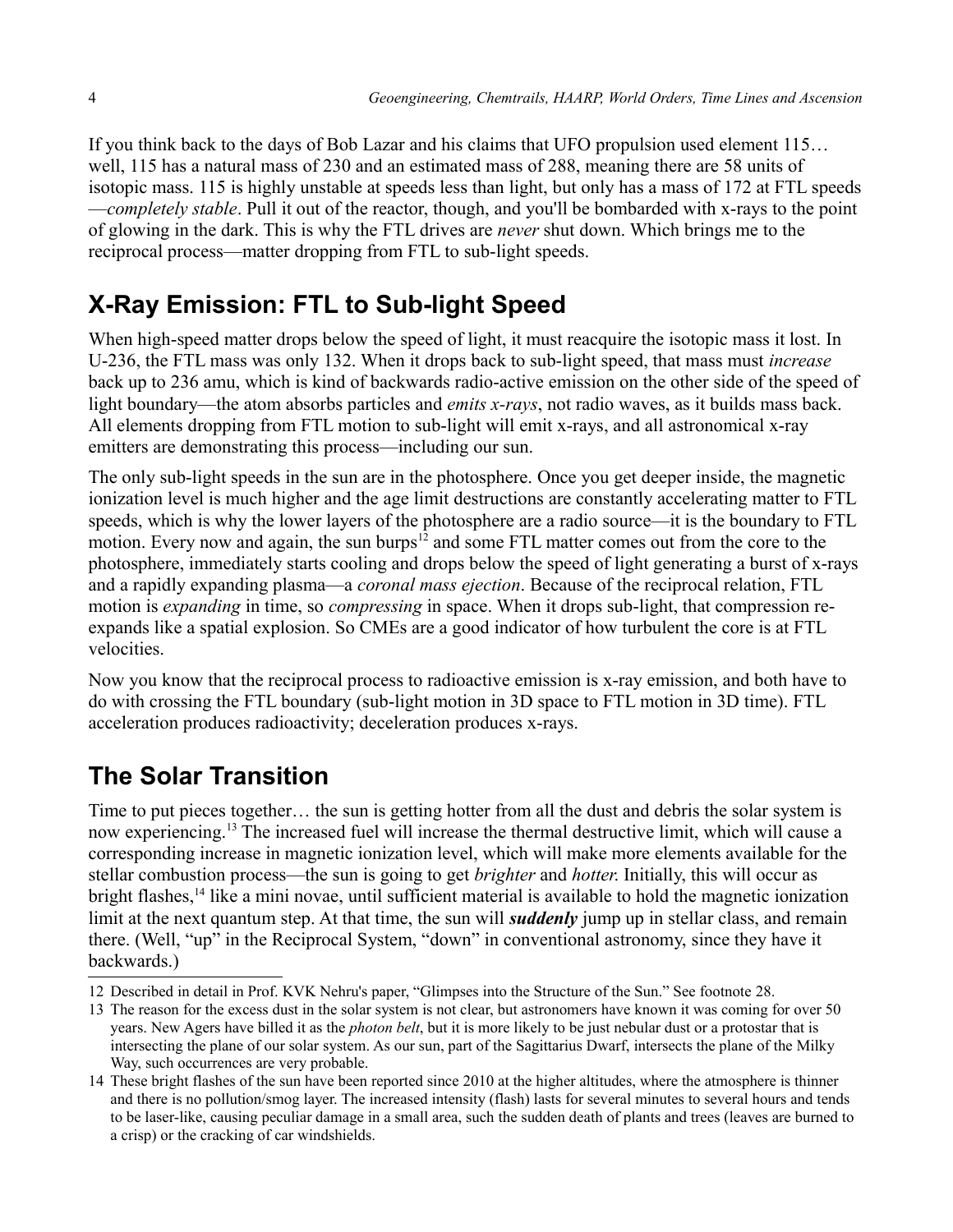If you think back to the days of Bob Lazar and his claims that UFO propulsion used element 115… well, 115 has a natural mass of 230 and an estimated mass of 288, meaning there are 58 units of isotopic mass. 115 is highly unstable at speeds less than light, but only has a mass of 172 at FTL speeds—*completely stable*. Pull it out of the reactor, though, and you'll be bombarded with x-rays to the point of glowing in the dark. This is why the FTL drives are *never* shut down. Which brings me to the reciprocal process—matter dropping from FTL to sub-light speeds.

## X-Ray Emission: FTL to Sub-light Speed

When high-speed matter drops below the speed of light, it must reacquire the isotopic mass it lost. In U-236, the FTL mass was only 132. When it drops back to sub-light speed, that mass must *increase* back up to 236 amu, which is kind of backwards radio-active emission on the other side of the speed of light boundary—the atom absorbs particles and *emits x-rays*, not radio waves, as it builds mass back. All elements dropping from FTL motion to sub-light will emit x-rays, and all astronomical x-ray emitters are demonstrating this process—including our sun.

The only sub-light speeds in the sun are in the photosphere. Once you get deeper inside, the magnetic ionization level is much higher and the age limit destructions are constantly accelerating matter to FTL speeds, which is why the lower layers of the photosphere are a radio source—it is the boundary to FTL motion. Every now and again, the sun burps[12] and some FTL matter comes out from the core to the photosphere, immediately starts cooling and drops below the speed of light generating a burst of x-rays and a rapidly expanding plasma—a *coronal mass ejection*. Because of the reciprocal relation, FTL motion is *expanding* in time, so *compressing* in space. When it drops sub-light, that compression re-expands like a spatial explosion. So CMEs are a good indicator of how turbulent the core is at FTL velocities.

Now you know that the reciprocal process to radioactive emission is x-ray emission, and both have to do with crossing the FTL boundary (sub-light motion in 3D space to FTL motion in 3D time). FTL acceleration produces radioactivity; deceleration produces x-rays.

## The Solar Transition

Time to put pieces together… the sun is getting hotter from all the dust and debris the solar system is now experiencing.[13] The increased fuel will increase the thermal destructive limit, which will cause a corresponding increase in magnetic ionization level, which will make more elements available for the stellar combustion process—the sun is going to get *brighter* and *hotter*. Initially, this will occur as bright flashes,[14] like a mini novae, until sufficient material is available to hold the magnetic ionization limit at the next quantum step. At that time, the sun will ***suddenly*** jump up in stellar class, and remain there. (Well, "up" in the Reciprocal System, "down" in conventional astronomy, since they have it backwards.)

---

12 Described in detail in Prof. KVK Nehru's paper, "Glimpses into the Structure of the Sun." See footnote 28.

13 The reason for the excess dust in the solar system is not clear, but astronomers have known it was coming for over 50 years. New Agers have billed it as the *photon belt*, but it is more likely to be just nebular dust or a protostar that is intersecting the plane of our solar system. As our sun, part of the Sagittarius Dwarf, intersects the plane of the Milky Way, such occurrences are very probable.

14 These bright flashes of the sun have been reported since 2010 at the higher altitudes, where the atmosphere is thinner and there is no pollution/smog layer. The increased intensity (flash) lasts for several minutes to several hours and tends to be laser-like, causing peculiar damage in a small area, such the sudden death of plants and trees (leaves are burned to a crisp) or the cracking of car windshields.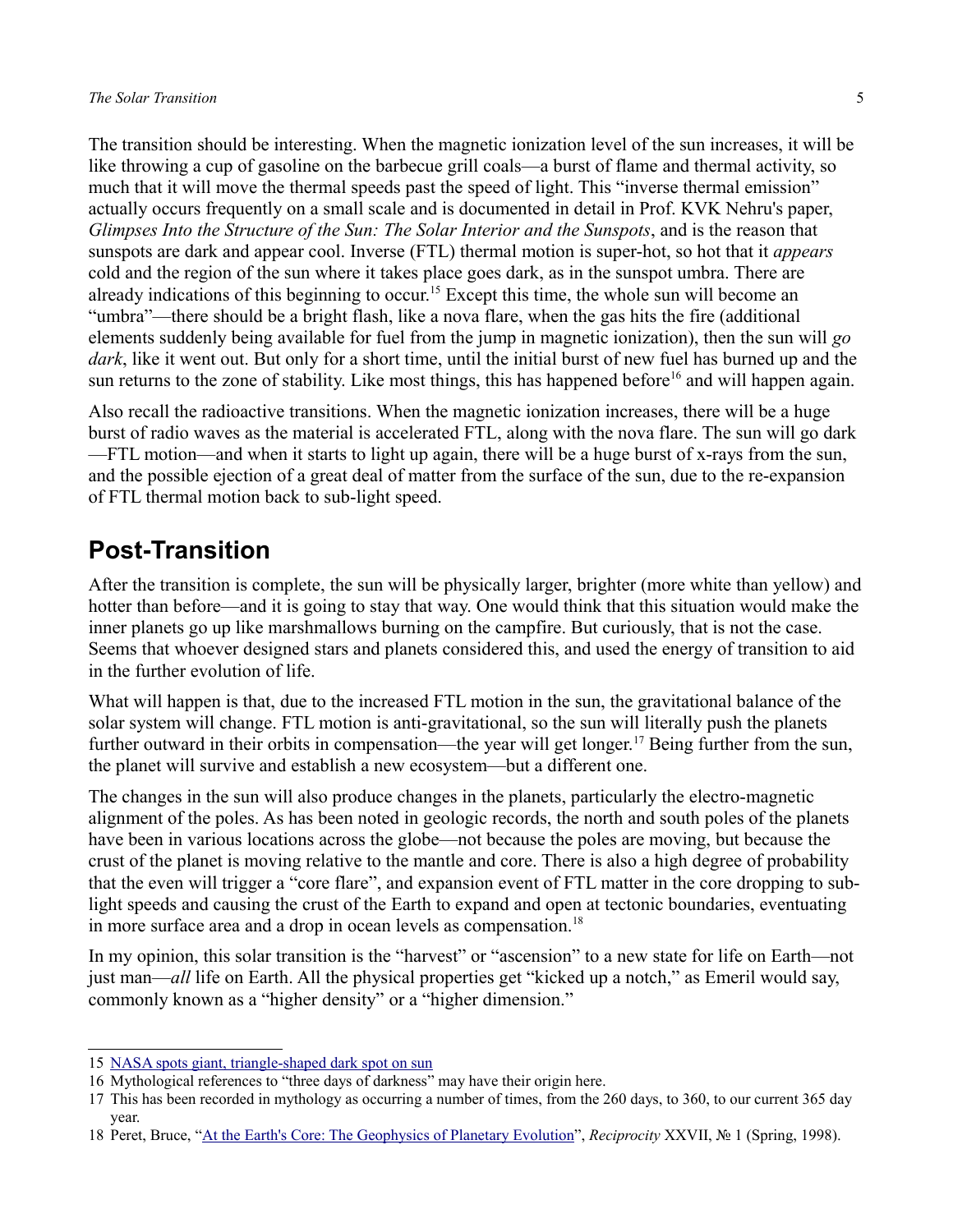The transition should be interesting. When the magnetic ionization level of the sun increases, it will be like throwing a cup of gasoline on the barbecue grill coals—a burst of flame and thermal activity, so much that it will move the thermal speeds past the speed of light. This "inverse thermal emission" actually occurs frequently on a small scale and is documented in detail in Prof. KVK Nehru's paper, *Glimpses Into the Structure of the Sun: The Solar Interior and the Sunspots*, and is the reason that sunspots are dark and appear cool. Inverse (FTL) thermal motion is super-hot, so hot that it *appears* cold and the region of the sun where it takes place goes dark, as in the sunspot umbra. There are already indications of this beginning to occur.[15] Except this time, the whole sun will become an "umbra"—there should be a bright flash, like a nova flare, when the gas hits the fire (additional elements suddenly being available for fuel from the jump in magnetic ionization), then the sun will *go dark*, like it went out. But only for a short time, until the initial burst of new fuel has burned up and the sun returns to the zone of stability. Like most things, this has happened before[16] and will happen again.

Also recall the radioactive transitions. When the magnetic ionization increases, there will be a huge burst of radio waves as the material is accelerated FTL, along with the nova flare. The sun will go dark—FTL motion—and when it starts to light up again, there will be a huge burst of x-rays from the sun, and the possible ejection of a great deal of matter from the surface of the sun, due to the re-expansion of FTL thermal motion back to sub-light speed.

## Post-Transition

After the transition is complete, the sun will be physically larger, brighter (more white than yellow) and hotter than before—and it is going to stay that way. One would think that this situation would make the inner planets go up like marshmallows burning on the campfire. But curiously, that is not the case. Seems that whoever designed stars and planets considered this, and used the energy of transition to aid in the further evolution of life.

What will happen is that, due to the increased FTL motion in the sun, the gravitational balance of the solar system will change. FTL motion is anti-gravitational, so the sun will literally push the planets further outward in their orbits in compensation—the year will get longer.[17] Being further from the sun, the planet will survive and establish a new ecosystem—but a different one.

The changes in the sun will also produce changes in the planets, particularly the electro-magnetic alignment of the poles. As has been noted in geologic records, the north and south poles of the planets have been in various locations across the globe—not because the poles are moving, but because the crust of the planet is moving relative to the mantle and core. There is also a high degree of probability that the even will trigger a "core flare", and expansion event of FTL matter in the core dropping to sub-light speeds and causing the crust of the Earth to expand and open at tectonic boundaries, eventuating in more surface area and a drop in ocean levels as compensation.[18]

In my opinion, this solar transition is the "harvest" or "ascension" to a new state for life on Earth—not just man—*all* life on Earth. All the physical properties get "kicked up a notch," as Emeril would say, commonly known as a "higher density" or a "higher dimension."

---

15 NASA spots giant, triangle-shaped dark spot on sun

16 Mythological references to "three days of darkness" may have their origin here.

17 This has been recorded in mythology as occurring a number of times, from the 260 days, to 360, to our current 365 day year.

18 Peret, Bruce, "At the Earth's Core: The Geophysics of Planetary Evolution", *Reciprocity* XXVII, № 1 (Spring, 1998).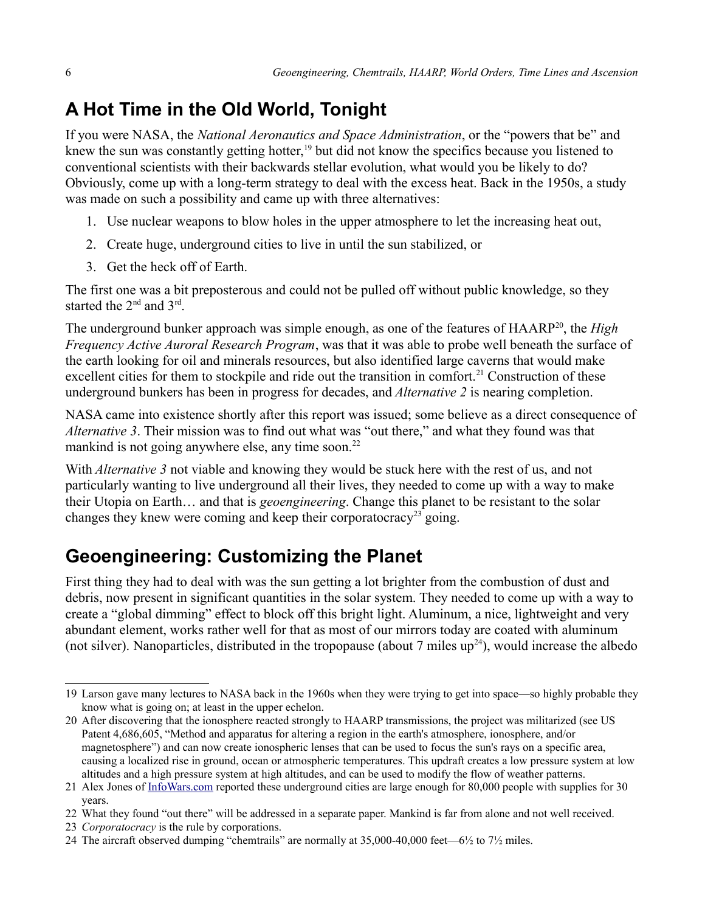## A Hot Time in the Old World, Tonight

If you were NASA, the *National Aeronautics and Space Administration*, or the "powers that be" and knew the sun was constantly getting hotter,[19] but did not know the specifics because you listened to conventional scientists with their backwards stellar evolution, what would you be likely to do? Obviously, come up with a long-term strategy to deal with the excess heat. Back in the 1950s, a study was made on such a possibility and came up with three alternatives:

1. Use nuclear weapons to blow holes in the upper atmosphere to let the increasing heat out,
2. Create huge, underground cities to live in until the sun stabilized, or
3. Get the heck off of Earth.

The first one was a bit preposterous and could not be pulled off without public knowledge, so they started the 2nd and 3rd.

The underground bunker approach was simple enough, as one of the features of HAARP[20], the *High Frequency Active Auroral Research Program*, was that it was able to probe well beneath the surface of the earth looking for oil and minerals resources, but also identified large caverns that would make excellent cities for them to stockpile and ride out the transition in comfort.[21] Construction of these underground bunkers has been in progress for decades, and *Alternative 2* is nearing completion.

NASA came into existence shortly after this report was issued; some believe as a direct consequence of *Alternative 3*. Their mission was to find out what was "out there," and what they found was that mankind is not going anywhere else, any time soon.[22]

With *Alternative 3* not viable and knowing they would be stuck here with the rest of us, and not particularly wanting to live underground all their lives, they needed to come up with a way to make their Utopia on Earth… and that is *geoengineering*. Change this planet to be resistant to the solar changes they knew were coming and keep their corporatocracy[23] going.

## Geoengineering: Customizing the Planet

First thing they had to deal with was the sun getting a lot brighter from the combustion of dust and debris, now present in significant quantities in the solar system. They needed to come up with a way to create a "global dimming" effect to block off this bright light. Aluminum, a nice, lightweight and very abundant element, works rather well for that as most of our mirrors today are coated with aluminum (not silver). Nanoparticles, distributed in the tropopause (about 7 miles up[24]), would increase the albedo

---

19 Larson gave many lectures to NASA back in the 1960s when they were trying to get into space—so highly probable they know what is going on; at least in the upper echelon.

20 After discovering that the ionosphere reacted strongly to HAARP transmissions, the project was militarized (see US Patent 4,686,605, "Method and apparatus for altering a region in the earth's atmosphere, ionosphere, and/or magnetosphere") and can now create ionospheric lenses that can be used to focus the sun's rays on a specific area, causing a localized rise in ground, ocean or atmospheric temperatures. This updraft creates a low pressure system at low altitudes and a high pressure system at high altitudes, and can be used to modify the flow of weather patterns.

21 Alex Jones of InfoWars.com reported these underground cities are large enough for 80,000 people with supplies for 30 years.

22 What they found "out there" will be addressed in a separate paper. Mankind is far from alone and not well received.

23 *Corporatocracy* is the rule by corporations.

24 The aircraft observed dumping "chemtrails" are normally at 35,000-40,000 feet—6½ to 7½ miles.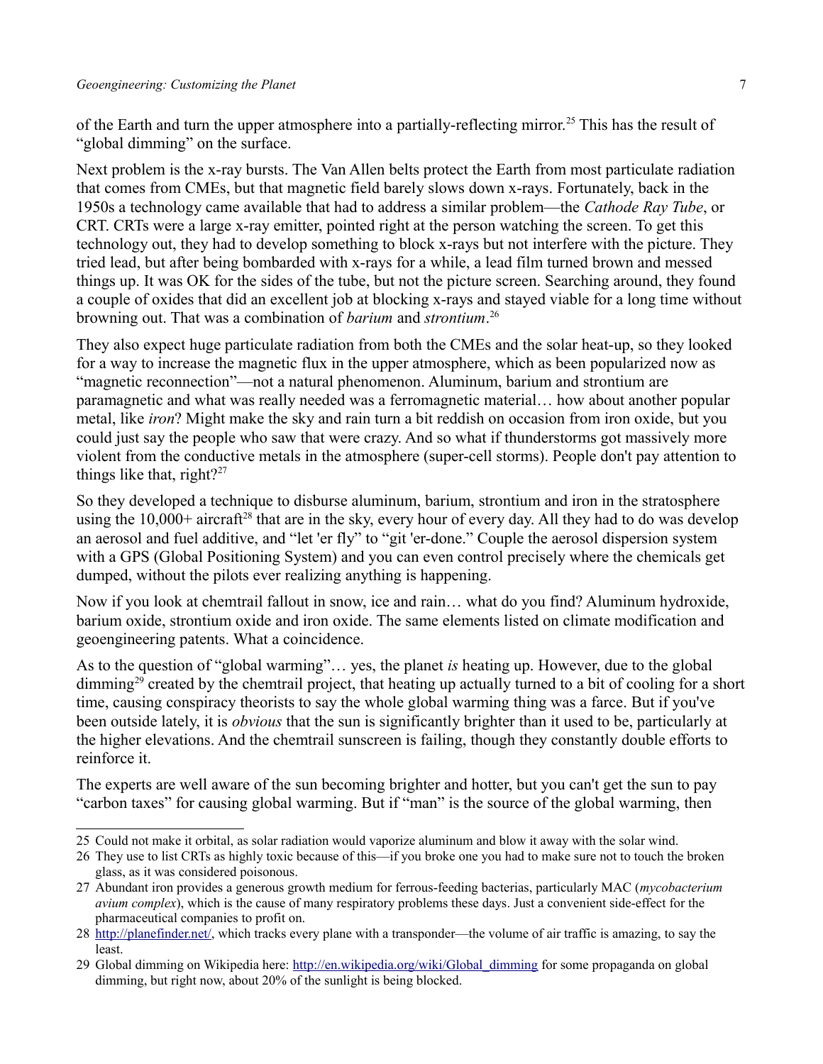of the Earth and turn the upper atmosphere into a partially-reflecting mirror.[25] This has the result of "global dimming" on the surface.

Next problem is the x-ray bursts. The Van Allen belts protect the Earth from most particulate radiation that comes from CMEs, but that magnetic field barely slows down x-rays. Fortunately, back in the 1950s a technology came available that had to address a similar problem—the *Cathode Ray Tube*, or CRT. CRTs were a large x-ray emitter, pointed right at the person watching the screen. To get this technology out, they had to develop something to block x-rays but not interfere with the picture. They tried lead, but after being bombarded with x-rays for a while, a lead film turned brown and messed things up. It was OK for the sides of the tube, but not the picture screen. Searching around, they found a couple of oxides that did an excellent job at blocking x-rays and stayed viable for a long time without browning out. That was a combination of *barium* and *strontium*.[26]

They also expect huge particulate radiation from both the CMEs and the solar heat-up, so they looked for a way to increase the magnetic flux in the upper atmosphere, which as been popularized now as "magnetic reconnection"—not a natural phenomenon. Aluminum, barium and strontium are paramagnetic and what was really needed was a ferromagnetic material… how about another popular metal, like *iron*? Might make the sky and rain turn a bit reddish on occasion from iron oxide, but you could just say the people who saw that were crazy. And so what if thunderstorms got massively more violent from the conductive metals in the atmosphere (super-cell storms). People don't pay attention to things like that, right?[27]

So they developed a technique to disburse aluminum, barium, strontium and iron in the stratosphere using the 10,000+ aircraft[28] that are in the sky, every hour of every day. All they had to do was develop an aerosol and fuel additive, and "let 'er fly" to "git 'er-done." Couple the aerosol dispersion system with a GPS (Global Positioning System) and you can even control precisely where the chemicals get dumped, without the pilots ever realizing anything is happening.

Now if you look at chemtrail fallout in snow, ice and rain… what do you find? Aluminum hydroxide, barium oxide, strontium oxide and iron oxide. The same elements listed on climate modification and geoengineering patents. What a coincidence.

As to the question of "global warming"… yes, the planet *is* heating up. However, due to the global dimming[29] created by the chemtrail project, that heating up actually turned to a bit of cooling for a short time, causing conspiracy theorists to say the whole global warming thing was a farce. But if you've been outside lately, it is *obvious* that the sun is significantly brighter than it used to be, particularly at the higher elevations. And the chemtrail sunscreen is failing, though they constantly double efforts to reinforce it.

The experts are well aware of the sun becoming brighter and hotter, but you can't get the sun to pay "carbon taxes" for causing global warming. But if "man" is the source of the global warming, then

---

25 Could not make it orbital, as solar radiation would vaporize aluminum and blow it away with the solar wind.

26 They use to list CRTs as highly toxic because of this—if you broke one you had to make sure not to touch the broken glass, as it was considered poisonous.

27 Abundant iron provides a generous growth medium for ferrous-feeding bacterias, particularly MAC (*mycobacterium avium complex*), which is the cause of many respiratory problems these days. Just a convenient side-effect for the pharmaceutical companies to profit on.

28 http://planefinder.net/, which tracks every plane with a transponder—the volume of air traffic is amazing, to say the least.

29 Global dimming on Wikipedia here: http://en.wikipedia.org/wiki/Global_dimming for some propaganda on global dimming, but right now, about 20% of the sunlight is being blocked.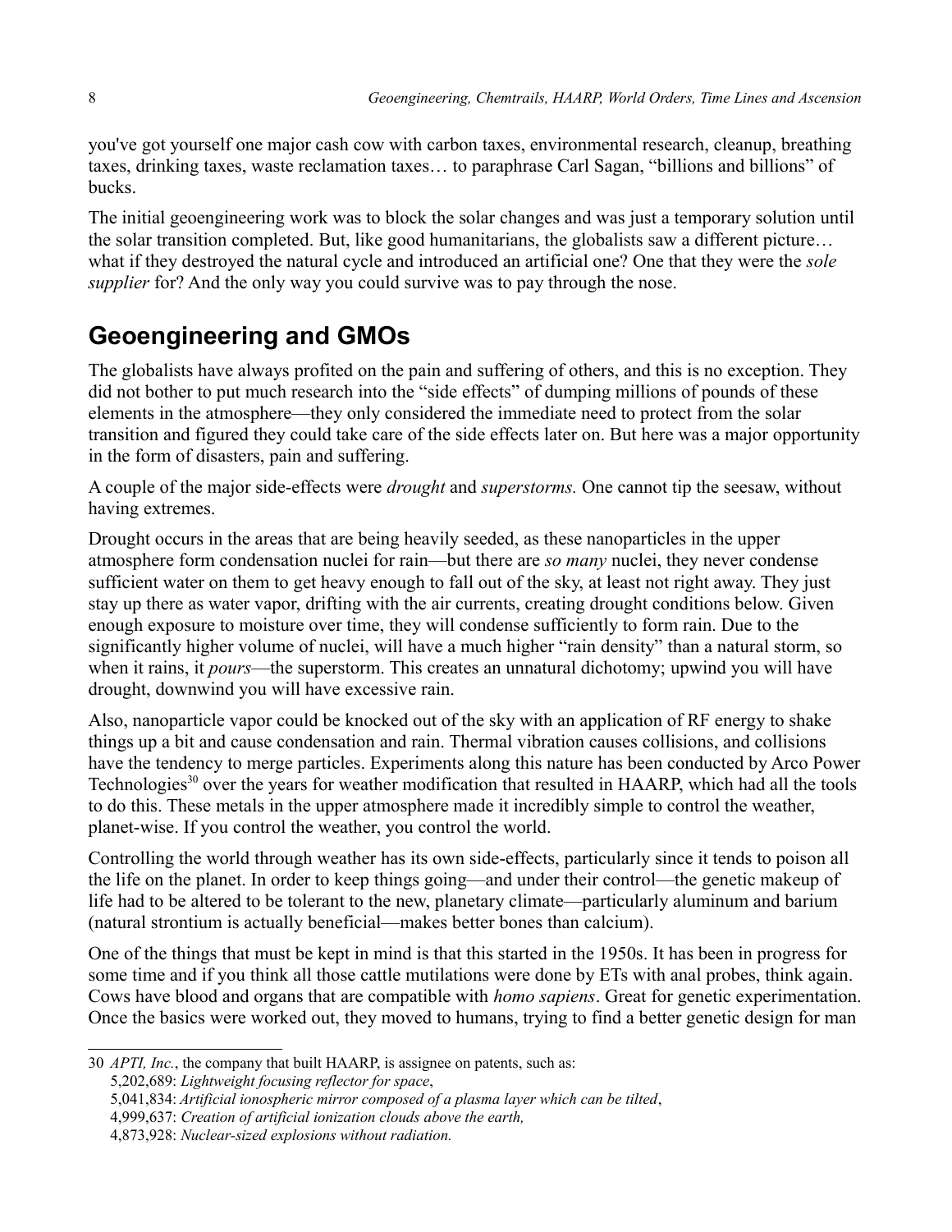you've got yourself one major cash cow with carbon taxes, environmental research, cleanup, breathing taxes, drinking taxes, waste reclamation taxes… to paraphrase Carl Sagan, "billions and billions" of bucks.

The initial geoengineering work was to block the solar changes and was just a temporary solution until the solar transition completed. But, like good humanitarians, the globalists saw a different picture… what if they destroyed the natural cycle and introduced an artificial one? One that they were the *sole supplier* for? And the only way you could survive was to pay through the nose.

## Geoengineering and GMOs

The globalists have always profited on the pain and suffering of others, and this is no exception. They did not bother to put much research into the "side effects" of dumping millions of pounds of these elements in the atmosphere—they only considered the immediate need to protect from the solar transition and figured they could take care of the side effects later on. But here was a major opportunity in the form of disasters, pain and suffering.

A couple of the major side-effects were *drought* and *superstorms.* One cannot tip the seesaw, without having extremes.

Drought occurs in the areas that are being heavily seeded, as these nanoparticles in the upper atmosphere form condensation nuclei for rain—but there are *so many* nuclei, they never condense sufficient water on them to get heavy enough to fall out of the sky, at least not right away. They just stay up there as water vapor, drifting with the air currents, creating drought conditions below. Given enough exposure to moisture over time, they will condense sufficiently to form rain. Due to the significantly higher volume of nuclei, will have a much higher "rain density" than a natural storm, so when it rains, it *pours*—the superstorm. This creates an unnatural dichotomy; upwind you will have drought, downwind you will have excessive rain.

Also, nanoparticle vapor could be knocked out of the sky with an application of RF energy to shake things up a bit and cause condensation and rain. Thermal vibration causes collisions, and collisions have the tendency to merge particles. Experiments along this nature has been conducted by Arco Power Technologies[30] over the years for weather modification that resulted in HAARP, which had all the tools to do this. These metals in the upper atmosphere made it incredibly simple to control the weather, planet-wise. If you control the weather, you control the world.

Controlling the world through weather has its own side-effects, particularly since it tends to poison all the life on the planet. In order to keep things going—and under their control—the genetic makeup of life had to be altered to be tolerant to the new, planetary climate—particularly aluminum and barium (natural strontium is actually beneficial—makes better bones than calcium).

One of the things that must be kept in mind is that this started in the 1950s. It has been in progress for some time and if you think all those cattle mutilations were done by ETs with anal probes, think again. Cows have blood and organs that are compatible with *homo sapiens*. Great for genetic experimentation. Once the basics were worked out, they moved to humans, trying to find a better genetic design for man

---

30 *APTI, Inc.*, the company that built HAARP, is assignee on patents, such as:
- 5,202,689: *Lightweight focusing reflector for space*,
- 5,041,834: *Artificial ionospheric mirror composed of a plasma layer which can be tilted*,
- 4,999,637: *Creation of artificial ionization clouds above the earth,*
- 4,873,928: *Nuclear-sized explosions without radiation.*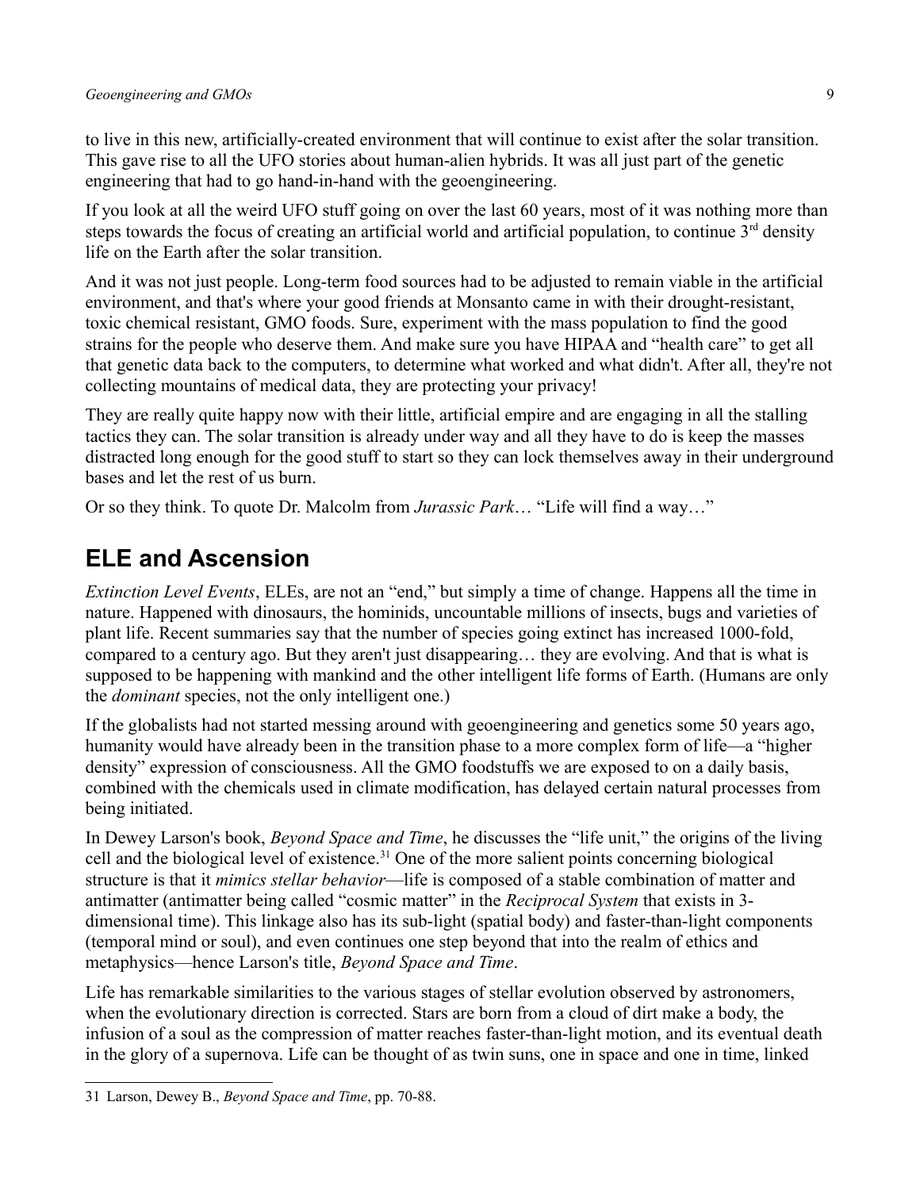to live in this new, artificially-created environment that will continue to exist after the solar transition. This gave rise to all the UFO stories about human-alien hybrids. It was all just part of the genetic engineering that had to go hand-in-hand with the geoengineering.

If you look at all the weird UFO stuff going on over the last 60 years, most of it was nothing more than steps towards the focus of creating an artificial world and artificial population, to continue 3rd density life on the Earth after the solar transition.

And it was not just people. Long-term food sources had to be adjusted to remain viable in the artificial environment, and that's where your good friends at Monsanto came in with their drought-resistant, toxic chemical resistant, GMO foods. Sure, experiment with the mass population to find the good strains for the people who deserve them. And make sure you have HIPAA and "health care" to get all that genetic data back to the computers, to determine what worked and what didn't. After all, they're not collecting mountains of medical data, they are protecting your privacy!

They are really quite happy now with their little, artificial empire and are engaging in all the stalling tactics they can. The solar transition is already under way and all they have to do is keep the masses distracted long enough for the good stuff to start so they can lock themselves away in their underground bases and let the rest of us burn.

Or so they think. To quote Dr. Malcolm from *Jurassic Park*… "Life will find a way…"

## ELE and Ascension

*Extinction Level Events*, ELEs, are not an "end," but simply a time of change. Happens all the time in nature. Happened with dinosaurs, the hominids, uncountable millions of insects, bugs and varieties of plant life. Recent summaries say that the number of species going extinct has increased 1000-fold, compared to a century ago. But they aren't just disappearing… they are evolving. And that is what is supposed to be happening with mankind and the other intelligent life forms of Earth. (Humans are only the *dominant* species, not the only intelligent one.)

If the globalists had not started messing around with geoengineering and genetics some 50 years ago, humanity would have already been in the transition phase to a more complex form of life—a "higher density" expression of consciousness. All the GMO foodstuffs we are exposed to on a daily basis, combined with the chemicals used in climate modification, has delayed certain natural processes from being initiated.

In Dewey Larson's book, *Beyond Space and Time*, he discusses the "life unit," the origins of the living cell and the biological level of existence.[31] One of the more salient points concerning biological structure is that it *mimics stellar behavior*—life is composed of a stable combination of matter and antimatter (antimatter being called "cosmic matter" in the *Reciprocal System* that exists in 3-dimensional time). This linkage also has its sub-light (spatial body) and faster-than-light components (temporal mind or soul), and even continues one step beyond that into the realm of ethics and metaphysics—hence Larson's title, *Beyond Space and Time*.

Life has remarkable similarities to the various stages of stellar evolution observed by astronomers, when the evolutionary direction is corrected. Stars are born from a cloud of dirt make a body, the infusion of a soul as the compression of matter reaches faster-than-light motion, and its eventual death in the glory of a supernova. Life can be thought of as twin suns, one in space and one in time, linked

---

31 Larson, Dewey B., *Beyond Space and Time*, pp. 70-88.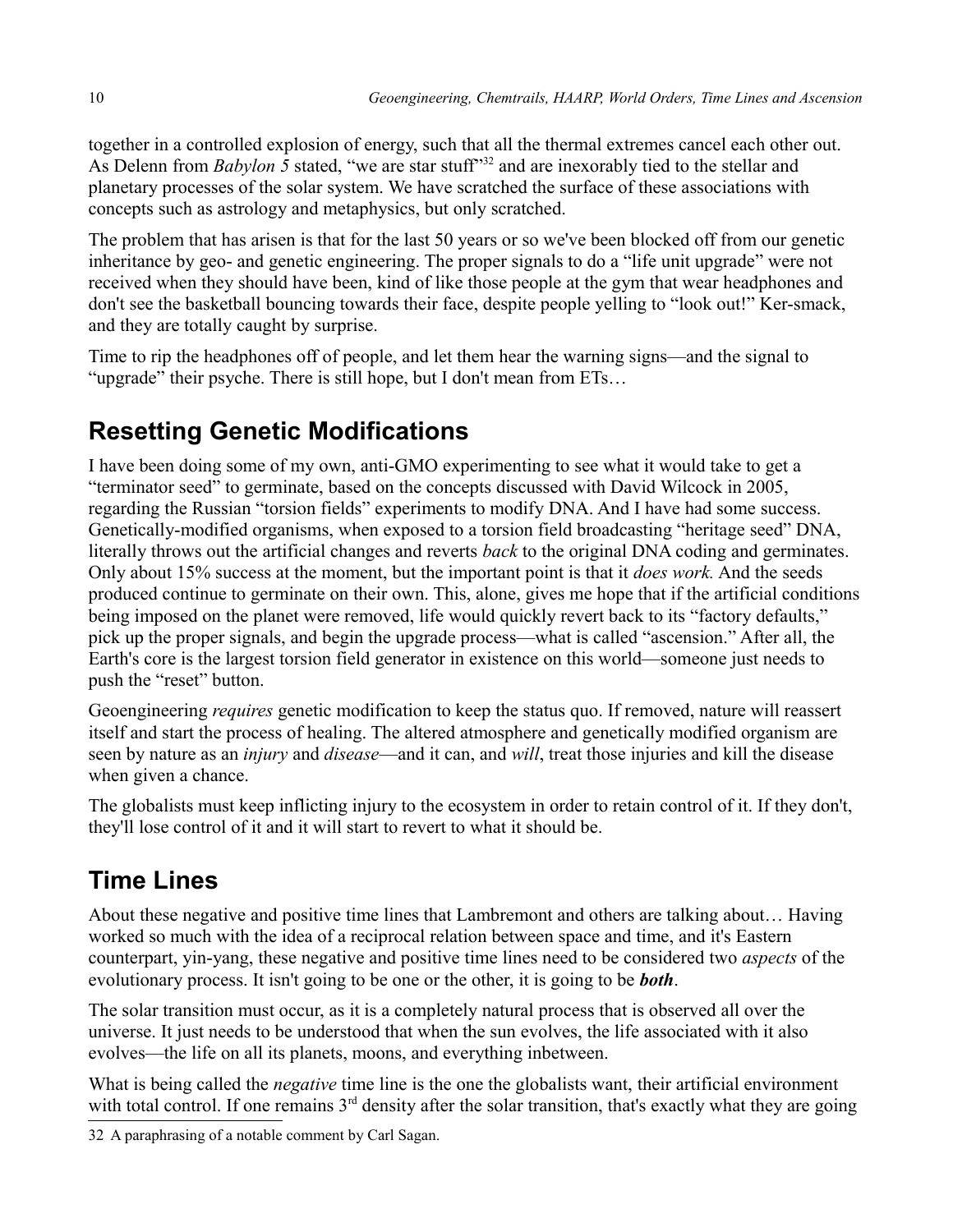together in a controlled explosion of energy, such that all the thermal extremes cancel each other out. As Delenn from *Babylon 5* stated, "we are star stuff"[32] and are inexorably tied to the stellar and planetary processes of the solar system. We have scratched the surface of these associations with concepts such as astrology and metaphysics, but only scratched.

The problem that has arisen is that for the last 50 years or so we've been blocked off from our genetic inheritance by geo- and genetic engineering. The proper signals to do a "life unit upgrade" were not received when they should have been, kind of like those people at the gym that wear headphones and don't see the basketball bouncing towards their face, despite people yelling to "look out!" Ker-smack, and they are totally caught by surprise.

Time to rip the headphones off of people, and let them hear the warning signs—and the signal to "upgrade" their psyche. There is still hope, but I don't mean from ETs…

## Resetting Genetic Modifications

I have been doing some of my own, anti-GMO experimenting to see what it would take to get a "terminator seed" to germinate, based on the concepts discussed with David Wilcock in 2005, regarding the Russian "torsion fields" experiments to modify DNA. And I have had some success. Genetically-modified organisms, when exposed to a torsion field broadcasting "heritage seed" DNA, literally throws out the artificial changes and reverts *back* to the original DNA coding and germinates. Only about 15% success at the moment, but the important point is that it *does work.* And the seeds produced continue to germinate on their own. This, alone, gives me hope that if the artificial conditions being imposed on the planet were removed, life would quickly revert back to its "factory defaults," pick up the proper signals, and begin the upgrade process—what is called "ascension." After all, the Earth's core is the largest torsion field generator in existence on this world—someone just needs to push the "reset" button.

Geoengineering *requires* genetic modification to keep the status quo. If removed, nature will reassert itself and start the process of healing. The altered atmosphere and genetically modified organism are seen by nature as an *injury* and *disease*—and it can, and *will*, treat those injuries and kill the disease when given a chance.

The globalists must keep inflicting injury to the ecosystem in order to retain control of it. If they don't, they'll lose control of it and it will start to revert to what it should be.

## Time Lines

About these negative and positive time lines that Lambremont and others are talking about… Having worked so much with the idea of a reciprocal relation between space and time, and it's Eastern counterpart, yin-yang, these negative and positive time lines need to be considered two *aspects* of the evolutionary process. It isn't going to be one or the other, it is going to be ***both***.

The solar transition must occur, as it is a completely natural process that is observed all over the universe. It just needs to be understood that when the sun evolves, the life associated with it also evolves—the life on all its planets, moons, and everything inbetween.

What is being called the *negative* time line is the one the globalists want, their artificial environment with total control. If one remains 3rd density after the solar transition, that's exactly what they are going

32 A paraphrasing of a notable comment by Carl Sagan.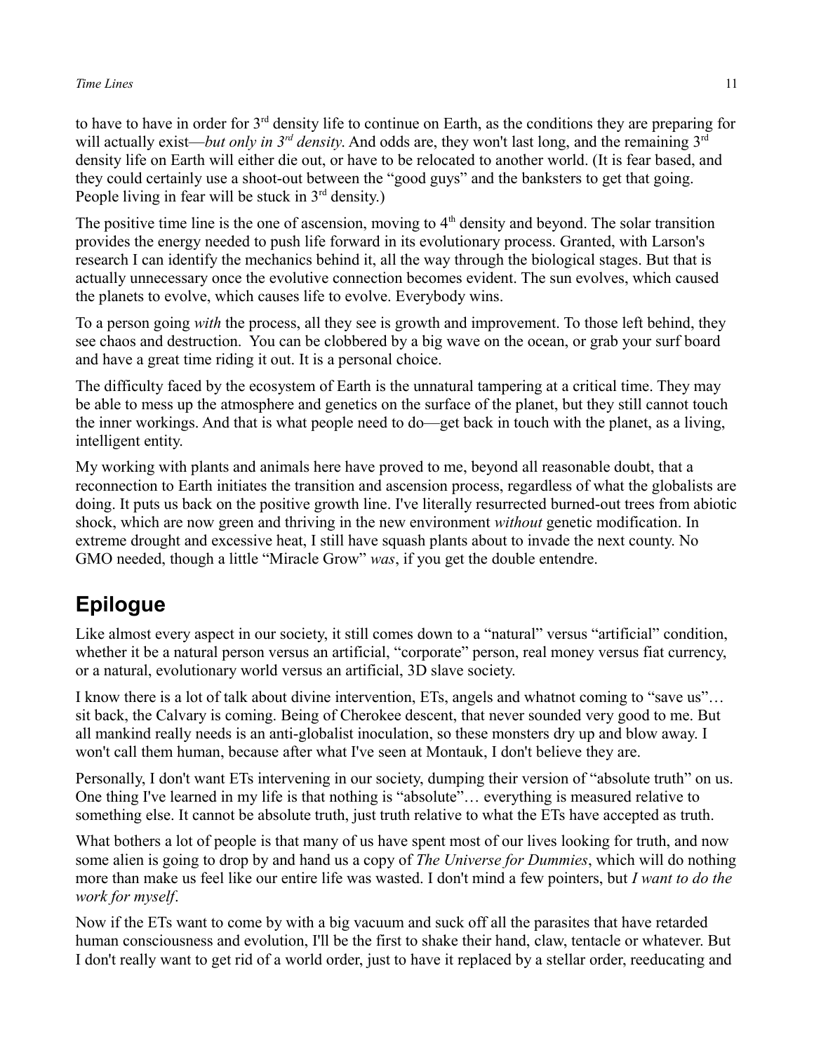to have to have in order for 3rd density life to continue on Earth, as the conditions they are preparing for will actually exist—*but only in 3rd density*. And odds are, they won't last long, and the remaining 3rd density life on Earth will either die out, or have to be relocated to another world. (It is fear based, and they could certainly use a shoot-out between the "good guys" and the banksters to get that going. People living in fear will be stuck in 3rd density.)

The positive time line is the one of ascension, moving to 4th density and beyond. The solar transition provides the energy needed to push life forward in its evolutionary process. Granted, with Larson's research I can identify the mechanics behind it, all the way through the biological stages. But that is actually unnecessary once the evolutive connection becomes evident. The sun evolves, which caused the planets to evolve, which causes life to evolve. Everybody wins.

To a person going *with* the process, all they see is growth and improvement. To those left behind, they see chaos and destruction. You can be clobbered by a big wave on the ocean, or grab your surf board and have a great time riding it out. It is a personal choice.

The difficulty faced by the ecosystem of Earth is the unnatural tampering at a critical time. They may be able to mess up the atmosphere and genetics on the surface of the planet, but they still cannot touch the inner workings. And that is what people need to do—get back in touch with the planet, as a living, intelligent entity.

My working with plants and animals here have proved to me, beyond all reasonable doubt, that a reconnection to Earth initiates the transition and ascension process, regardless of what the globalists are doing. It puts us back on the positive growth line. I've literally resurrected burned-out trees from abiotic shock, which are now green and thriving in the new environment *without* genetic modification. In extreme drought and excessive heat, I still have squash plants about to invade the next county. No GMO needed, though a little "Miracle Grow" *was*, if you get the double entendre.

## Epilogue

Like almost every aspect in our society, it still comes down to a "natural" versus "artificial" condition, whether it be a natural person versus an artificial, "corporate" person, real money versus fiat currency, or a natural, evolutionary world versus an artificial, 3D slave society.

I know there is a lot of talk about divine intervention, ETs, angels and whatnot coming to "save us"… sit back, the Calvary is coming. Being of Cherokee descent, that never sounded very good to me. But all mankind really needs is an anti-globalist inoculation, so these monsters dry up and blow away. I won't call them human, because after what I've seen at Montauk, I don't believe they are.

Personally, I don't want ETs intervening in our society, dumping their version of "absolute truth" on us. One thing I've learned in my life is that nothing is "absolute"… everything is measured relative to something else. It cannot be absolute truth, just truth relative to what the ETs have accepted as truth.

What bothers a lot of people is that many of us have spent most of our lives looking for truth, and now some alien is going to drop by and hand us a copy of *The Universe for Dummies*, which will do nothing more than make us feel like our entire life was wasted. I don't mind a few pointers, but *I want to do the work for myself*.

Now if the ETs want to come by with a big vacuum and suck off all the parasites that have retarded human consciousness and evolution, I'll be the first to shake their hand, claw, tentacle or whatever. But I don't really want to get rid of a world order, just to have it replaced by a stellar order, reeducating and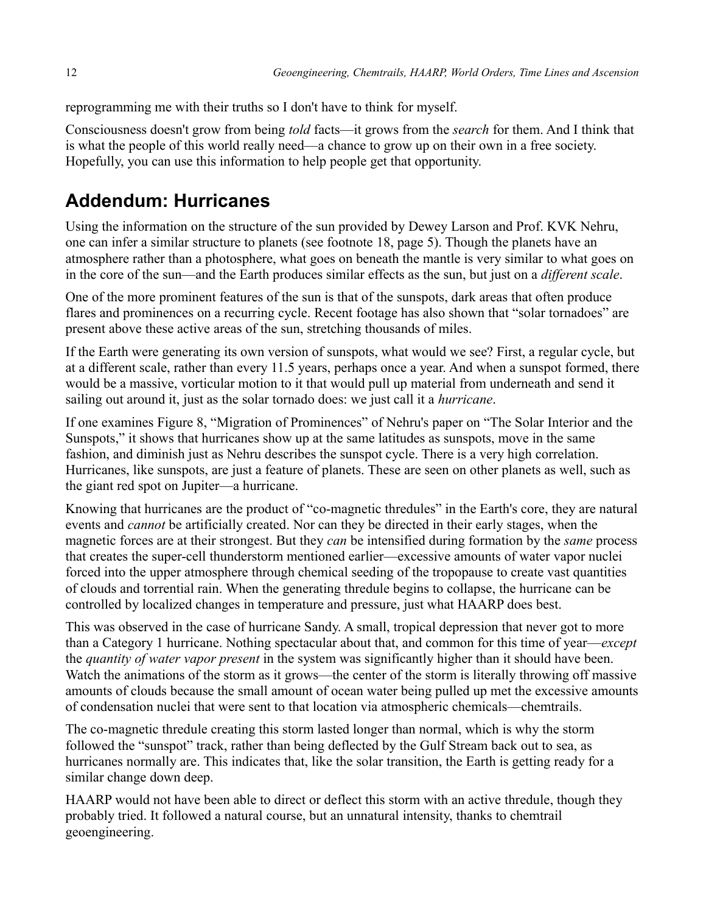reprogramming me with their truths so I don't have to think for myself.

Consciousness doesn't grow from being *told* facts—it grows from the *search* for them. And I think that is what the people of this world really need—a chance to grow up on their own in a free society. Hopefully, you can use this information to help people get that opportunity.

## Addendum: Hurricanes

Using the information on the structure of the sun provided by Dewey Larson and Prof. KVK Nehru, one can infer a similar structure to planets (see footnote 18, page 5). Though the planets have an atmosphere rather than a photosphere, what goes on beneath the mantle is very similar to what goes on in the core of the sun—and the Earth produces similar effects as the sun, but just on a *different scale*.

One of the more prominent features of the sun is that of the sunspots, dark areas that often produce flares and prominences on a recurring cycle. Recent footage has also shown that "solar tornadoes" are present above these active areas of the sun, stretching thousands of miles.

If the Earth were generating its own version of sunspots, what would we see? First, a regular cycle, but at a different scale, rather than every 11.5 years, perhaps once a year. And when a sunspot formed, there would be a massive, vorticular motion to it that would pull up material from underneath and send it sailing out around it, just as the solar tornado does: we just call it a *hurricane*.

If one examines Figure 8, "Migration of Prominences" of Nehru's paper on "The Solar Interior and the Sunspots," it shows that hurricanes show up at the same latitudes as sunspots, move in the same fashion, and diminish just as Nehru describes the sunspot cycle. There is a very high correlation. Hurricanes, like sunspots, are just a feature of planets. These are seen on other planets as well, such as the giant red spot on Jupiter—a hurricane.

Knowing that hurricanes are the product of "co-magnetic thredules" in the Earth's core, they are natural events and *cannot* be artificially created. Nor can they be directed in their early stages, when the magnetic forces are at their strongest. But they *can* be intensified during formation by the *same* process that creates the super-cell thunderstorm mentioned earlier—excessive amounts of water vapor nuclei forced into the upper atmosphere through chemical seeding of the tropopause to create vast quantities of clouds and torrential rain. When the generating thredule begins to collapse, the hurricane can be controlled by localized changes in temperature and pressure, just what HAARP does best.

This was observed in the case of hurricane Sandy. A small, tropical depression that never got to more than a Category 1 hurricane. Nothing spectacular about that, and common for this time of year—*except* the *quantity of water vapor present* in the system was significantly higher than it should have been. Watch the animations of the storm as it grows—the center of the storm is literally throwing off massive amounts of clouds because the small amount of ocean water being pulled up met the excessive amounts of condensation nuclei that were sent to that location via atmospheric chemicals—chemtrails.

The co-magnetic thredule creating this storm lasted longer than normal, which is why the storm followed the "sunspot" track, rather than being deflected by the Gulf Stream back out to sea, as hurricanes normally are. This indicates that, like the solar transition, the Earth is getting ready for a similar change down deep.

HAARP would not have been able to direct or deflect this storm with an active thredule, though they probably tried. It followed a natural course, but an unnatural intensity, thanks to chemtrail geoengineering.